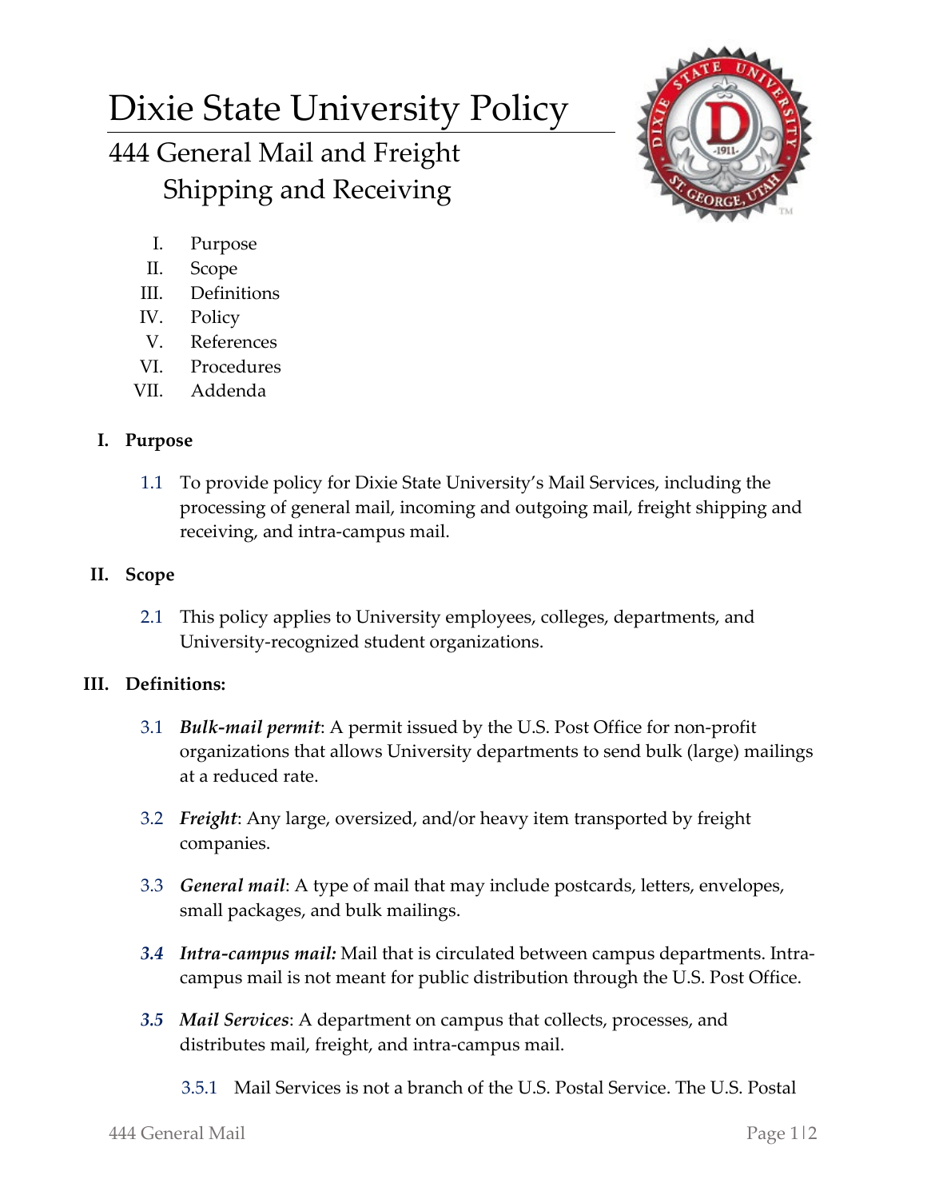# Dixie State University Policy

## 444 General Mail and Freight Shipping and Receiving

I. Purpose
II. Scope
III. Definitions
IV. Policy
V. References
VI. Procedures
VII. Addenda

### I. Purpose

1.1 To provide policy for Dixie State University's Mail Services, including the processing of general mail, incoming and outgoing mail, freight shipping and receiving, and intra-campus mail.

### II. Scope

2.1 This policy applies to University employees, colleges, departments, and University-recognized student organizations.

### III. Definitions:

3.1 ***Bulk-mail permit***: A permit issued by the U.S. Post Office for non-profit organizations that allows University departments to send bulk (large) mailings at a reduced rate.

3.2 ***Freight***: Any large, oversized, and/or heavy item transported by freight companies.

3.3 ***General mail***: A type of mail that may include postcards, letters, envelopes, small packages, and bulk mailings.

***3.4*** ***Intra-campus mail:*** Mail that is circulated between campus departments. Intra-campus mail is not meant for public distribution through the U.S. Post Office.

***3.5*** ***Mail Services***: A department on campus that collects, processes, and distributes mail, freight, and intra-campus mail.

3.5.1 Mail Services is not a branch of the U.S. Postal Service. The U.S. Postal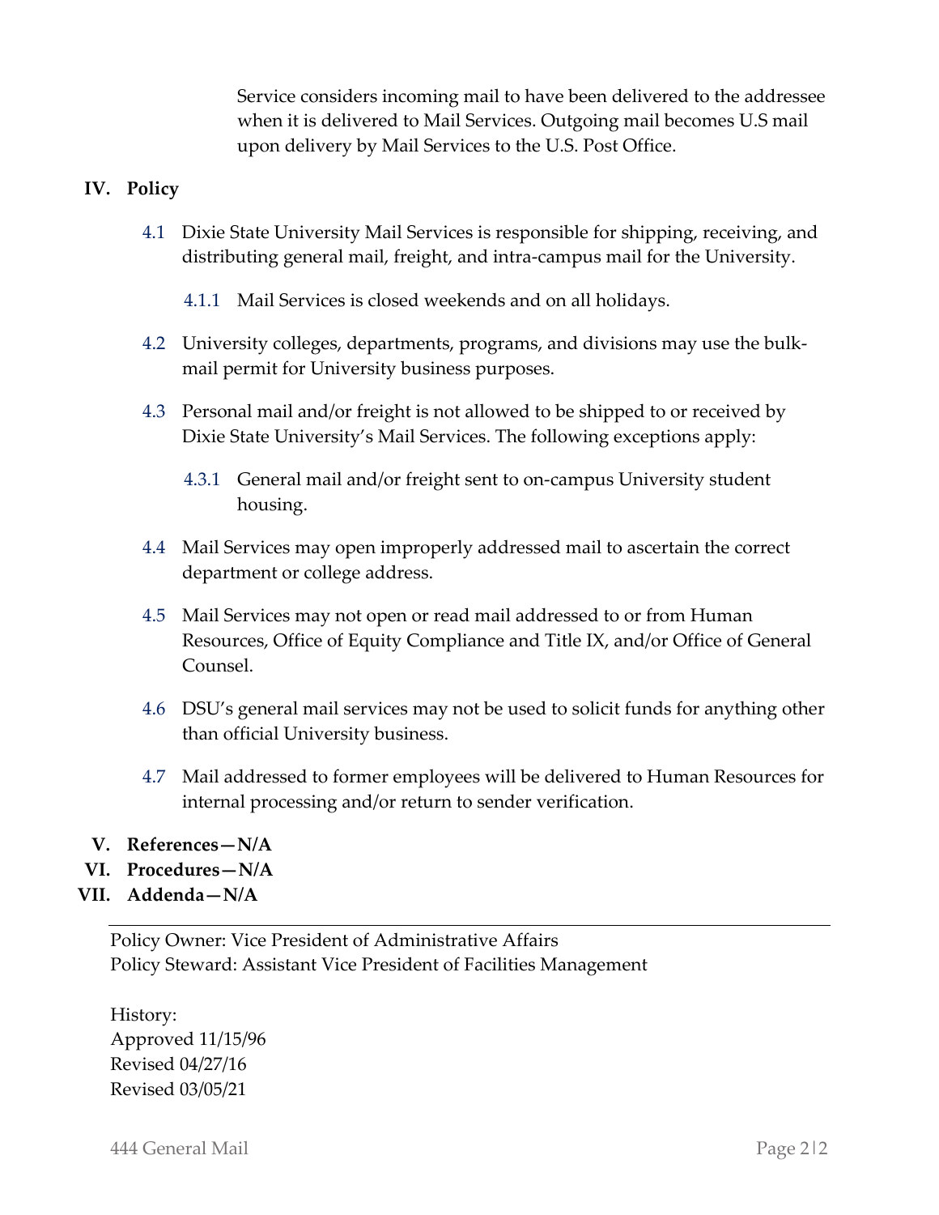Service considers incoming mail to have been delivered to the addressee when it is delivered to Mail Services. Outgoing mail becomes U.S mail upon delivery by Mail Services to the U.S. Post Office.

## IV. Policy

4.1 Dixie State University Mail Services is responsible for shipping, receiving, and distributing general mail, freight, and intra-campus mail for the University.

4.1.1 Mail Services is closed weekends and on all holidays.

4.2 University colleges, departments, programs, and divisions may use the bulk-mail permit for University business purposes.

4.3 Personal mail and/or freight is not allowed to be shipped to or received by Dixie State University's Mail Services. The following exceptions apply:

4.3.1 General mail and/or freight sent to on-campus University student housing.

4.4 Mail Services may open improperly addressed mail to ascertain the correct department or college address.

4.5 Mail Services may not open or read mail addressed to or from Human Resources, Office of Equity Compliance and Title IX, and/or Office of General Counsel.

4.6 DSU's general mail services may not be used to solicit funds for anything other than official University business.

4.7 Mail addressed to former employees will be delivered to Human Resources for internal processing and/or return to sender verification.

## V. References—N/A

## VI. Procedures—N/A

## VII. Addenda—N/A

---

Policy Owner: Vice President of Administrative Affairs
Policy Steward: Assistant Vice President of Facilities Management

History:
Approved 11/15/96
Revised 04/27/16
Revised 03/05/21